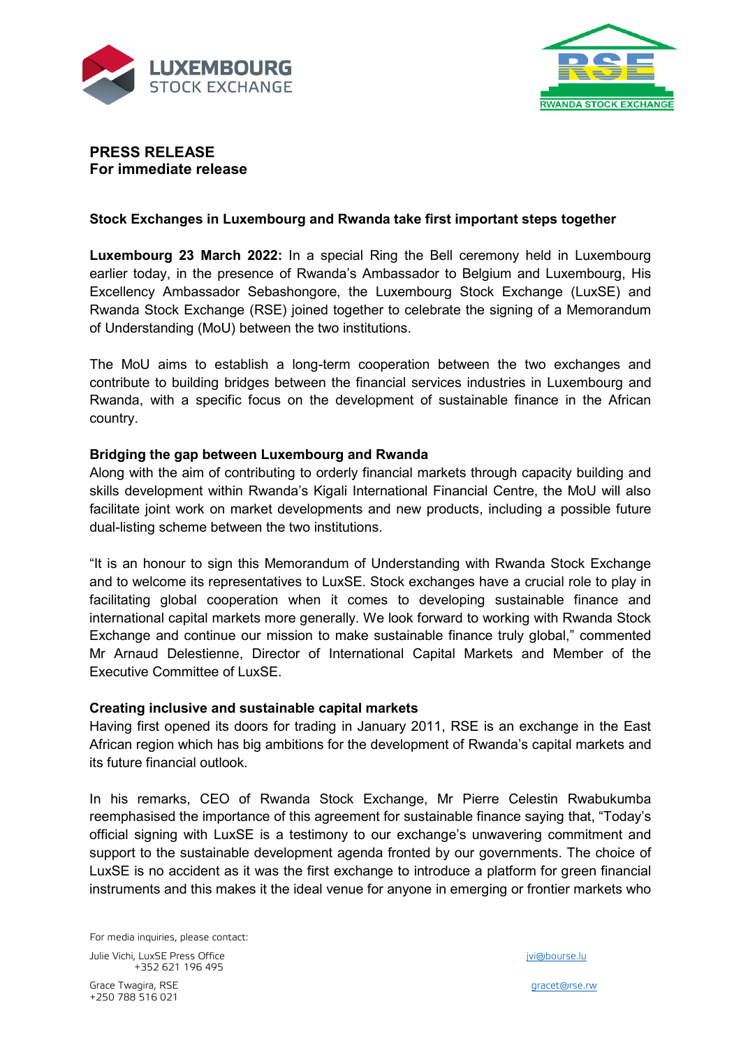**PRESS RELEASE**
**For immediate release**

**Stock Exchanges in Luxembourg and Rwanda take first important steps together**

**Luxembourg 23 March 2022:** In a special Ring the Bell ceremony held in Luxembourg earlier today, in the presence of Rwanda's Ambassador to Belgium and Luxembourg, His Excellency Ambassador Sebashongore, the Luxembourg Stock Exchange (LuxSE) and Rwanda Stock Exchange (RSE) joined together to celebrate the signing of a Memorandum of Understanding (MoU) between the two institutions.

The MoU aims to establish a long-term cooperation between the two exchanges and contribute to building bridges between the financial services industries in Luxembourg and Rwanda, with a specific focus on the development of sustainable finance in the African country.

**Bridging the gap between Luxembourg and Rwanda**

Along with the aim of contributing to orderly financial markets through capacity building and skills development within Rwanda's Kigali International Financial Centre, the MoU will also facilitate joint work on market developments and new products, including a possible future dual-listing scheme between the two institutions.

"It is an honour to sign this Memorandum of Understanding with Rwanda Stock Exchange and to welcome its representatives to LuxSE. Stock exchanges have a crucial role to play in facilitating global cooperation when it comes to developing sustainable finance and international capital markets more generally. We look forward to working with Rwanda Stock Exchange and continue our mission to make sustainable finance truly global," commented Mr Arnaud Delestienne, Director of International Capital Markets and Member of the Executive Committee of LuxSE.

**Creating inclusive and sustainable capital markets**

Having first opened its doors for trading in January 2011, RSE is an exchange in the East African region which has big ambitions for the development of Rwanda's capital markets and its future financial outlook.

In his remarks, CEO of Rwanda Stock Exchange, Mr Pierre Celestin Rwabukumba reemphasised the importance of this agreement for sustainable finance saying that, "Today's official signing with LuxSE is a testimony to our exchange's unwavering commitment and support to the sustainable development agenda fronted by our governments. The choice of LuxSE is no accident as it was the first exchange to introduce a platform for green financial instruments and this makes it the ideal venue for anyone in emerging or frontier markets who

For media inquiries, please contact:

Julie Vichi, LuxSE Press Office
+352 621 196 495
jvi@bourse.lu

Grace Twagira, RSE
+250 788 516 021
gracet@rse.rw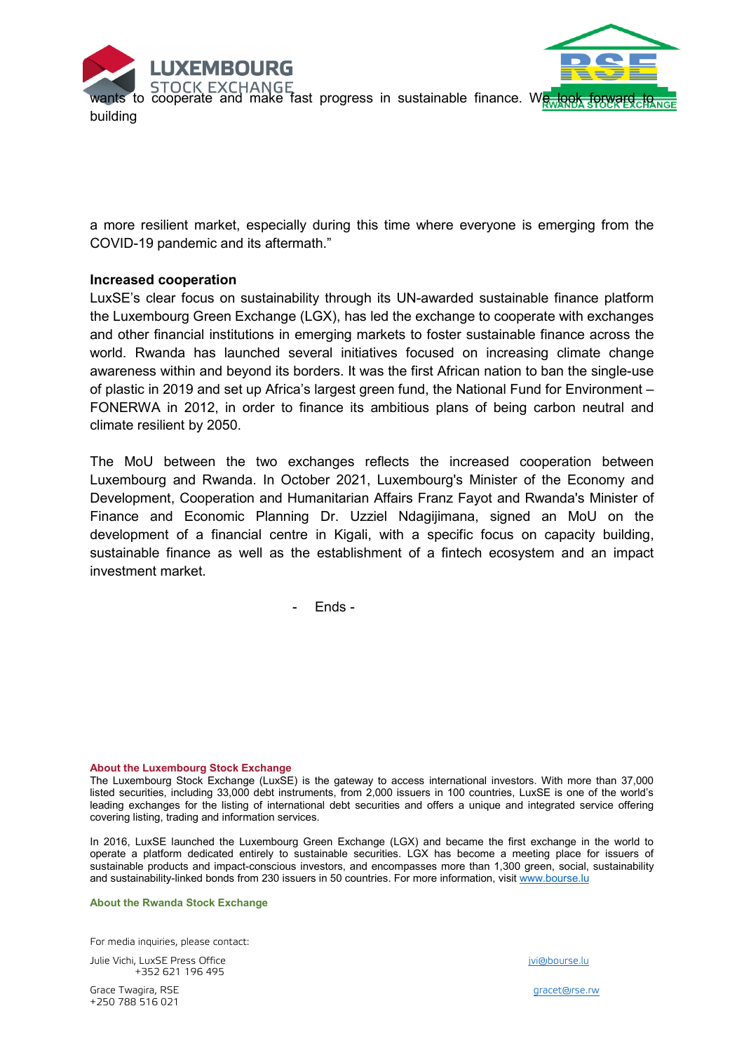wants to cooperate and make fast progress in sustainable finance. We look forward to building

a more resilient market, especially during this time where everyone is emerging from the COVID-19 pandemic and its aftermath."

**Increased cooperation**

LuxSE's clear focus on sustainability through its UN-awarded sustainable finance platform the Luxembourg Green Exchange (LGX), has led the exchange to cooperate with exchanges and other financial institutions in emerging markets to foster sustainable finance across the world. Rwanda has launched several initiatives focused on increasing climate change awareness within and beyond its borders. It was the first African nation to ban the single-use of plastic in 2019 and set up Africa's largest green fund, the National Fund for Environment – FONERWA in 2012, in order to finance its ambitious plans of being carbon neutral and climate resilient by 2050.

The MoU between the two exchanges reflects the increased cooperation between Luxembourg and Rwanda. In October 2021, Luxembourg's Minister of the Economy and Development, Cooperation and Humanitarian Affairs Franz Fayot and Rwanda's Minister of Finance and Economic Planning Dr. Uzziel Ndagijimana, signed an MoU on the development of a financial centre in Kigali, with a specific focus on capacity building, sustainable finance as well as the establishment of a fintech ecosystem and an impact investment market.

- Ends -

**About the Luxembourg Stock Exchange**

The Luxembourg Stock Exchange (LuxSE) is the gateway to access international investors. With more than 37,000 listed securities, including 33,000 debt instruments, from 2,000 issuers in 100 countries, LuxSE is one of the world's leading exchanges for the listing of international debt securities and offers a unique and integrated service offering covering listing, trading and information services.

In 2016, LuxSE launched the Luxembourg Green Exchange (LGX) and became the first exchange in the world to operate a platform dedicated entirely to sustainable securities. LGX has become a meeting place for issuers of sustainable products and impact-conscious investors, and encompasses more than 1,300 green, social, sustainability and sustainability-linked bonds from 230 issuers in 50 countries. For more information, visit www.bourse.lu

**About the Rwanda Stock Exchange**

For media inquiries, please contact:

Julie Vichi, LuxSE Press Office
+352 621 196 495
jvi@bourse.lu

Grace Twagira, RSE
+250 788 516 021
gracet@rse.rw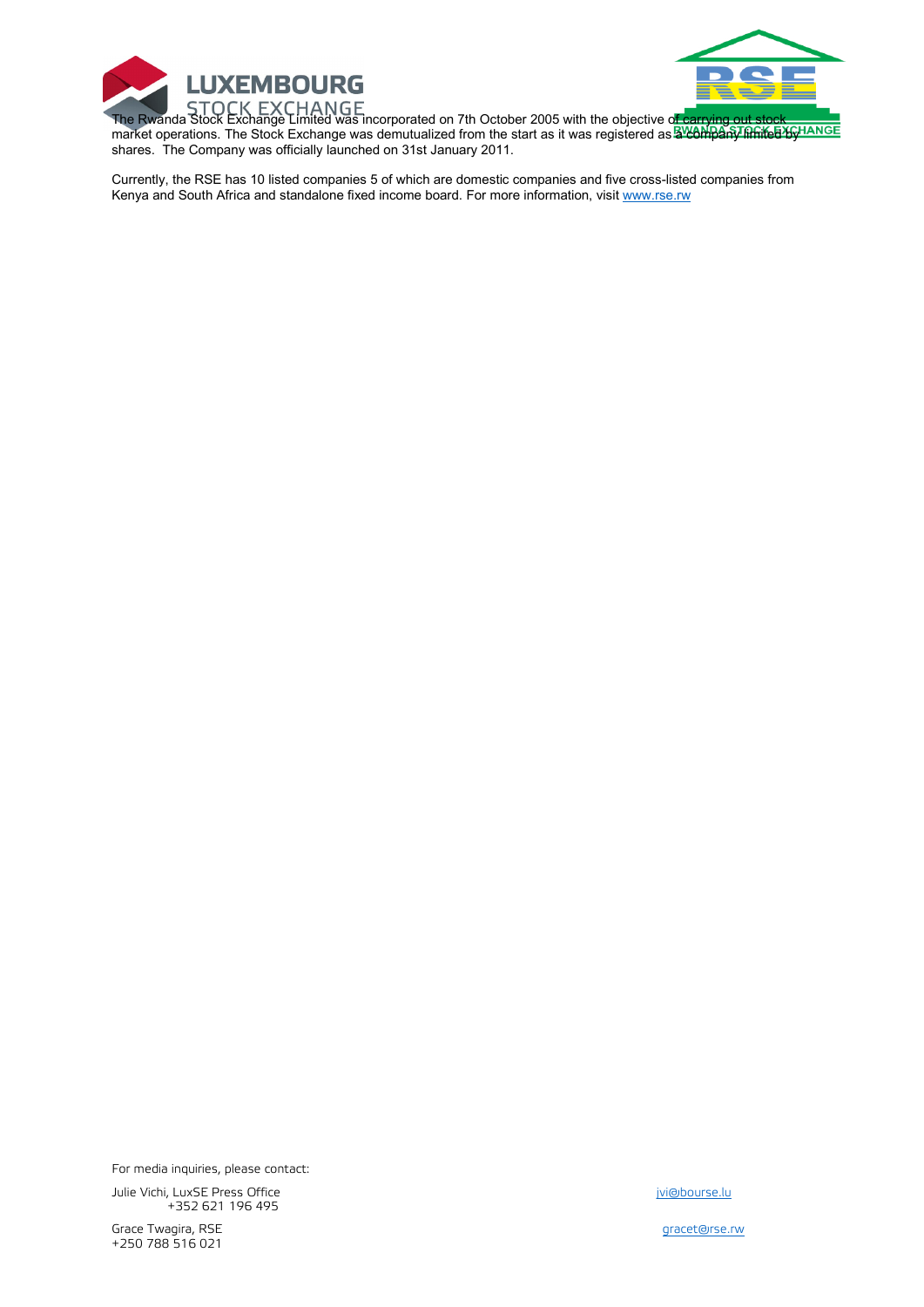The Rwanda Stock Exchange Limited was incorporated on 7th October 2005 with the objective of carrying out stock market operations. The Stock Exchange was demutualized from the start as it was registered as a company limited by shares. The Company was officially launched on 31st January 2011.

Currently, the RSE has 10 listed companies 5 of which are domestic companies and five cross-listed companies from Kenya and South Africa and standalone fixed income board. For more information, visit www.rse.rw

For media inquiries, please contact:

Julie Vichi, LuxSE Press Office jvi@bourse.lu
+352 621 196 495

Grace Twagira, RSE gracet@rse.rw
+250 788 516 021